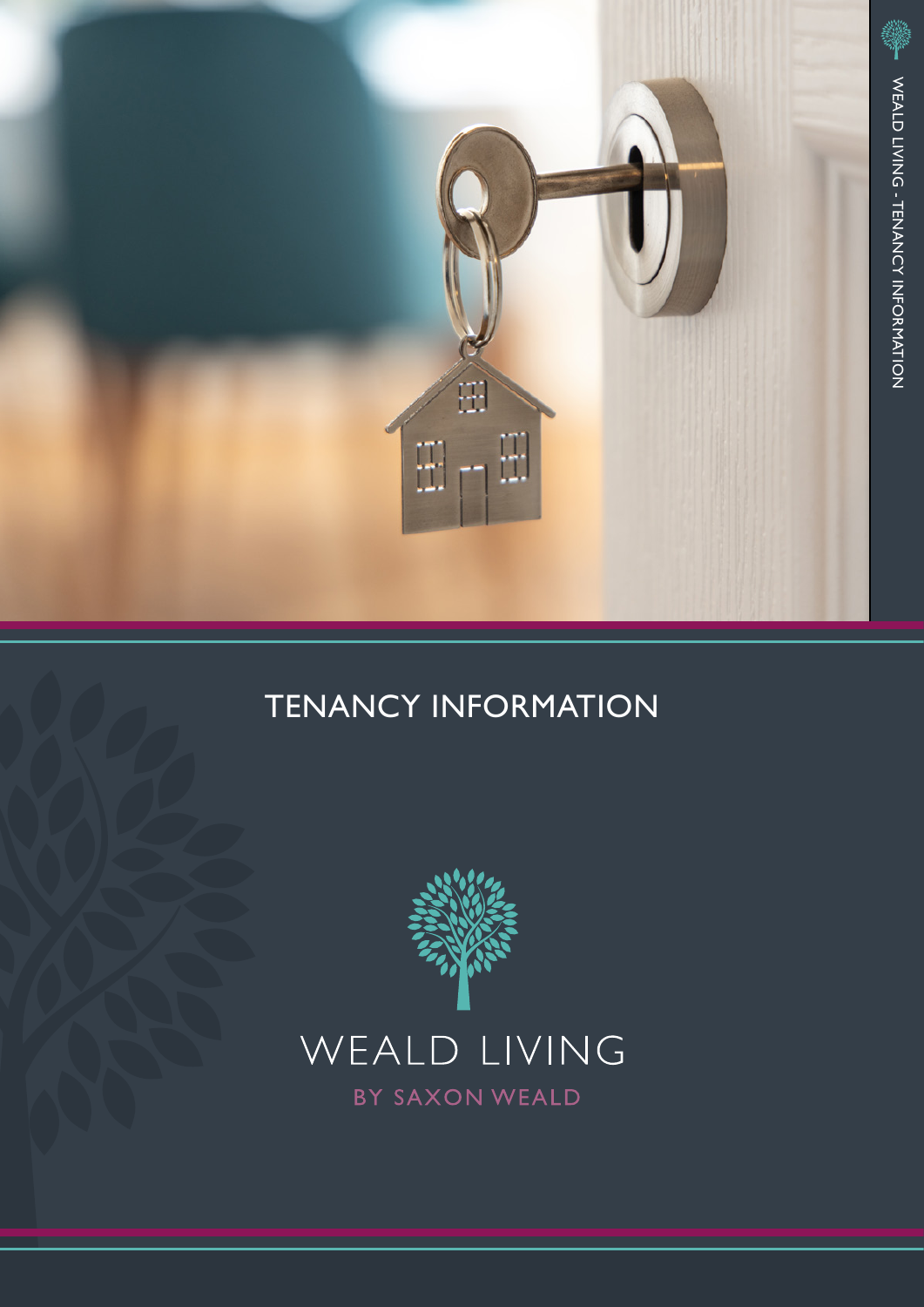# TENANCY INFORMATION

WEALD LIVING

BY SAXON WEALD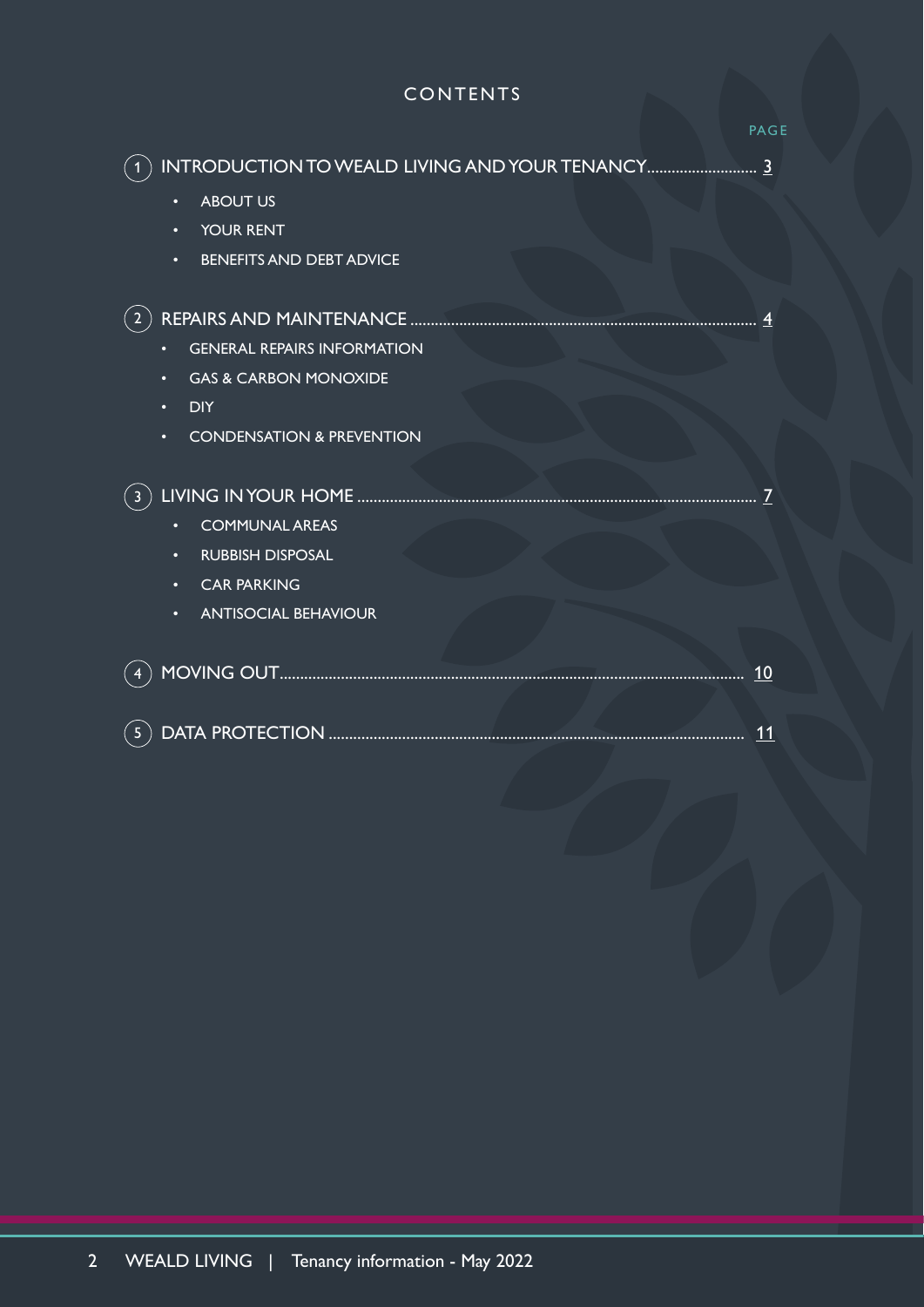# CONTENTS

PAGE

1. INTRODUCTION TO WEALD LIVING AND YOUR TENANCY .......... 3
   - ABOUT US
   - YOUR RENT
   - BENEFITS AND DEBT ADVICE

2. REPAIRS AND MAINTENANCE .......... 4
   - GENERAL REPAIRS INFORMATION
   - GAS & CARBON MONOXIDE
   - DIY
   - CONDENSATION & PREVENTION

3. LIVING IN YOUR HOME .......... 7
   - COMMUNAL AREAS
   - RUBBISH DISPOSAL
   - CAR PARKING
   - ANTISOCIAL BEHAVIOUR

4. MOVING OUT .......... 10

5. DATA PROTECTION .......... 11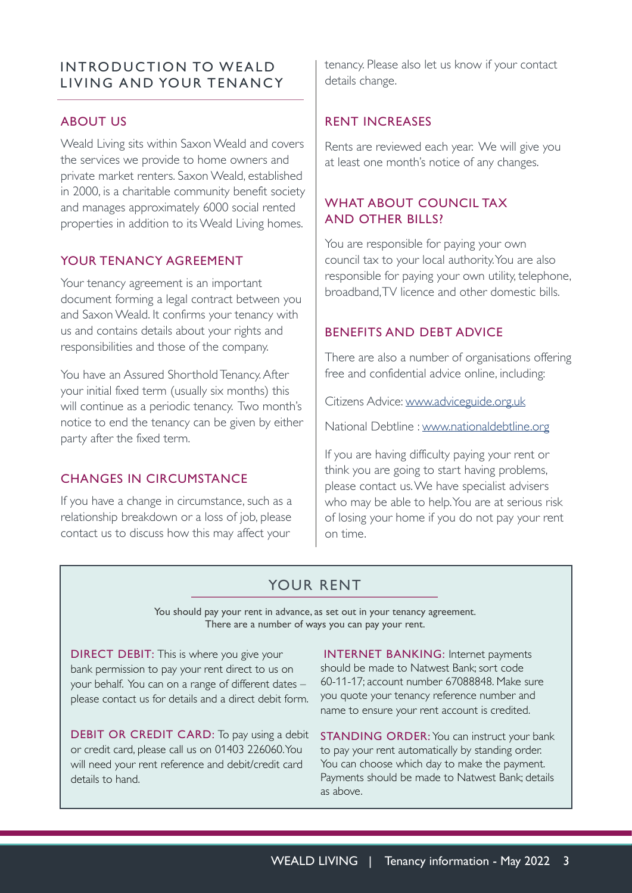## INTRODUCTION TO WEALD LIVING AND YOUR TENANCY

### ABOUT US

Weald Living sits within Saxon Weald and covers the services we provide to home owners and private market renters. Saxon Weald, established in 2000, is a charitable community benefit society and manages approximately 6000 social rented properties in addition to its Weald Living homes.

### YOUR TENANCY AGREEMENT

Your tenancy agreement is an important document forming a legal contract between you and Saxon Weald. It confirms your tenancy with us and contains details about your rights and responsibilities and those of the company.

You have an Assured Shorthold Tenancy. After your initial fixed term (usually six months) this will continue as a periodic tenancy. Two month's notice to end the tenancy can be given by either party after the fixed term.

### CHANGES IN CIRCUMSTANCE

If you have a change in circumstance, such as a relationship breakdown or a loss of job, please contact us to discuss how this may affect your tenancy. Please also let us know if your contact details change.

### RENT INCREASES

Rents are reviewed each year. We will give you at least one month's notice of any changes.

### WHAT ABOUT COUNCIL TAX AND OTHER BILLS?

You are responsible for paying your own council tax to your local authority. You are also responsible for paying your own utility, telephone, broadband, TV licence and other domestic bills.

### BENEFITS AND DEBT ADVICE

There are also a number of organisations offering free and confidential advice online, including:

Citizens Advice: www.adviceguide.org.uk

National Debtline : www.nationaldebtline.org

If you are having difficulty paying your rent or think you are going to start having problems, please contact us. We have specialist advisers who may be able to help. You are at serious risk of losing your home if you do not pay your rent on time.

## YOUR RENT

You should pay your rent in advance, as set out in your tenancy agreement. There are a number of ways you can pay your rent.

**DIRECT DEBIT:** This is where you give your bank permission to pay your rent direct to us on your behalf. You can on a range of different dates – please contact us for details and a direct debit form.

**DEBIT OR CREDIT CARD:** To pay using a debit or credit card, please call us on 01403 226060. You will need your rent reference and debit/credit card details to hand.

**INTERNET BANKING:** Internet payments should be made to Natwest Bank; sort code 60-11-17; account number 67088848. Make sure you quote your tenancy reference number and name to ensure your rent account is credited.

**STANDING ORDER:** You can instruct your bank to pay your rent automatically by standing order. You can choose which day to make the payment. Payments should be made to Natwest Bank; details as above.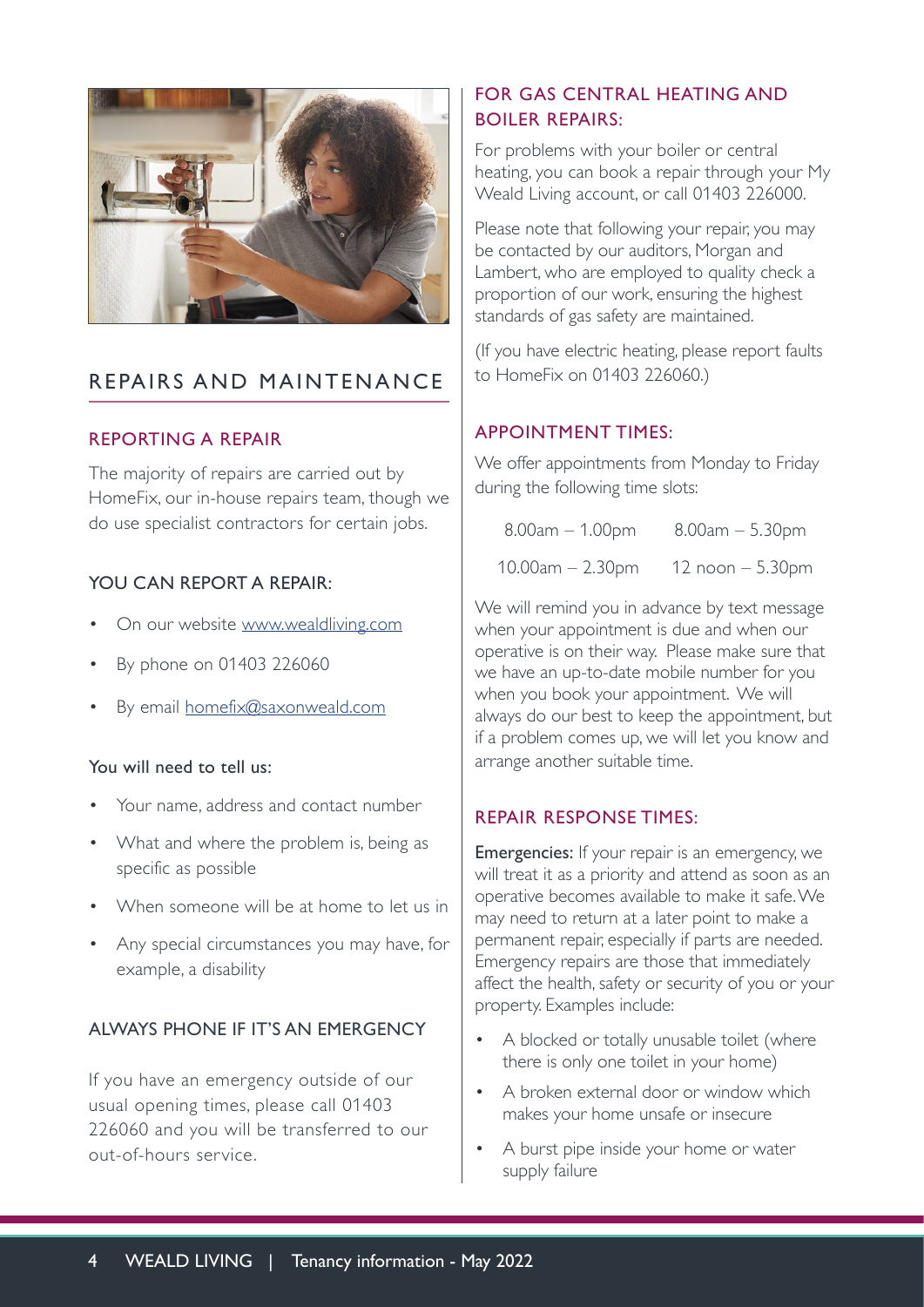# REPAIRS AND MAINTENANCE

## REPORTING A REPAIR

The majority of repairs are carried out by HomeFix, our in-house repairs team, though we do use specialist contractors for certain jobs.

### YOU CAN REPORT A REPAIR:

- On our website www.wealdliving.com
- By phone on 01403 226060
- By email homefix@saxonweald.com

**You will need to tell us:**

- Your name, address and contact number
- What and where the problem is, being as specific as possible
- When someone will be at home to let us in
- Any special circumstances you may have, for example, a disability

### ALWAYS PHONE IF IT'S AN EMERGENCY

If you have an emergency outside of our usual opening times, please call 01403 226060 and you will be transferred to our out-of-hours service.

## FOR GAS CENTRAL HEATING AND BOILER REPAIRS:

For problems with your boiler or central heating, you can book a repair through your My Weald Living account, or call 01403 226000.

Please note that following your repair, you may be contacted by our auditors, Morgan and Lambert, who are employed to quality check a proportion of our work, ensuring the highest standards of gas safety are maintained.

(If you have electric heating, please report faults to HomeFix on 01403 226060.)

## APPOINTMENT TIMES:

We offer appointments from Monday to Friday during the following time slots:

| | |
|---|---|
| 8.00am – 1.00pm | 8.00am – 5.30pm |
| 10.00am – 2.30pm | 12 noon – 5.30pm |

We will remind you in advance by text message when your appointment is due and when our operative is on their way. Please make sure that we have an up-to-date mobile number for you when you book your appointment. We will always do our best to keep the appointment, but if a problem comes up, we will let you know and arrange another suitable time.

## REPAIR RESPONSE TIMES:

**Emergencies:** If your repair is an emergency, we will treat it as a priority and attend as soon as an operative becomes available to make it safe. We may need to return at a later point to make a permanent repair, especially if parts are needed. Emergency repairs are those that immediately affect the health, safety or security of you or your property. Examples include:

- A blocked or totally unusable toilet (where there is only one toilet in your home)
- A broken external door or window which makes your home unsafe or insecure
- A burst pipe inside your home or water supply failure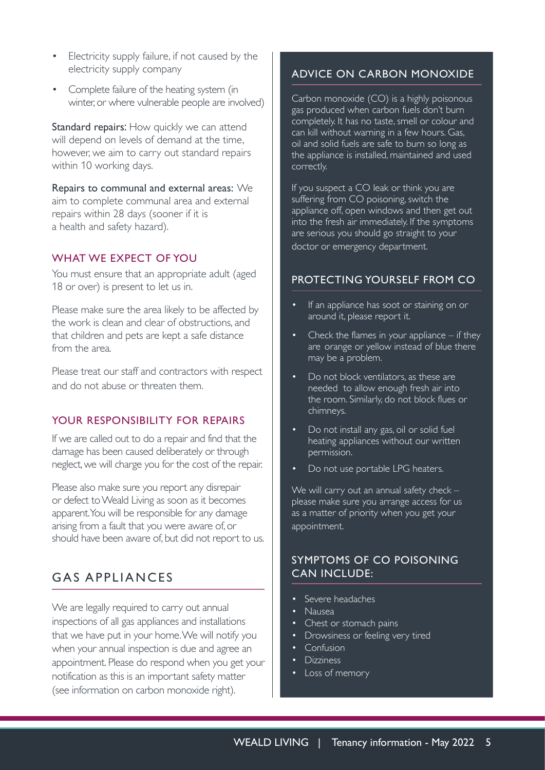- Electricity supply failure, if not caused by the electricity supply company
- Complete failure of the heating system (in winter, or where vulnerable people are involved)

**Standard repairs:** How quickly we can attend will depend on levels of demand at the time, however, we aim to carry out standard repairs within 10 working days.

**Repairs to communal and external areas:** We aim to complete communal area and external repairs within 28 days (sooner if it is a health and safety hazard).

### WHAT WE EXPECT OF YOU

You must ensure that an appropriate adult (aged 18 or over) is present to let us in.

Please make sure the area likely to be affected by the work is clean and clear of obstructions, and that children and pets are kept a safe distance from the area.

Please treat our staff and contractors with respect and do not abuse or threaten them.

### YOUR RESPONSIBILITY FOR REPAIRS

If we are called out to do a repair and find that the damage has been caused deliberately or through neglect, we will charge you for the cost of the repair.

Please also make sure you report any disrepair or defect to Weald Living as soon as it becomes apparent. You will be responsible for any damage arising from a fault that you were aware of, or should have been aware of, but did not report to us.

## GAS APPLIANCES

We are legally required to carry out annual inspections of all gas appliances and installations that we have put in your home. We will notify you when your annual inspection is due and agree an appointment. Please do respond when you get your notification as this is an important safety matter (see information on carbon monoxide right).

### ADVICE ON CARBON MONOXIDE

Carbon monoxide (CO) is a highly poisonous gas produced when carbon fuels don't burn completely. It has no taste, smell or colour and can kill without warning in a few hours. Gas, oil and solid fuels are safe to burn so long as the appliance is installed, maintained and used correctly.

If you suspect a CO leak or think you are suffering from CO poisoning, switch the appliance off, open windows and then get out into the fresh air immediately. If the symptoms are serious you should go straight to your doctor or emergency department.

### PROTECTING YOURSELF FROM CO

- If an appliance has soot or staining on or around it, please report it.
- Check the flames in your appliance – if they are orange or yellow instead of blue there may be a problem.
- Do not block ventilators, as these are needed to allow enough fresh air into the room. Similarly, do not block flues or chimneys.
- Do not install any gas, oil or solid fuel heating appliances without our written permission.
- Do not use portable LPG heaters.

We will carry out an annual safety check – please make sure you arrange access for us as a matter of priority when you get your appointment.

### SYMPTOMS OF CO POISONING CAN INCLUDE:

- Severe headaches
- Nausea
- Chest or stomach pains
- Drowsiness or feeling very tired
- Confusion
- Dizziness
- Loss of memory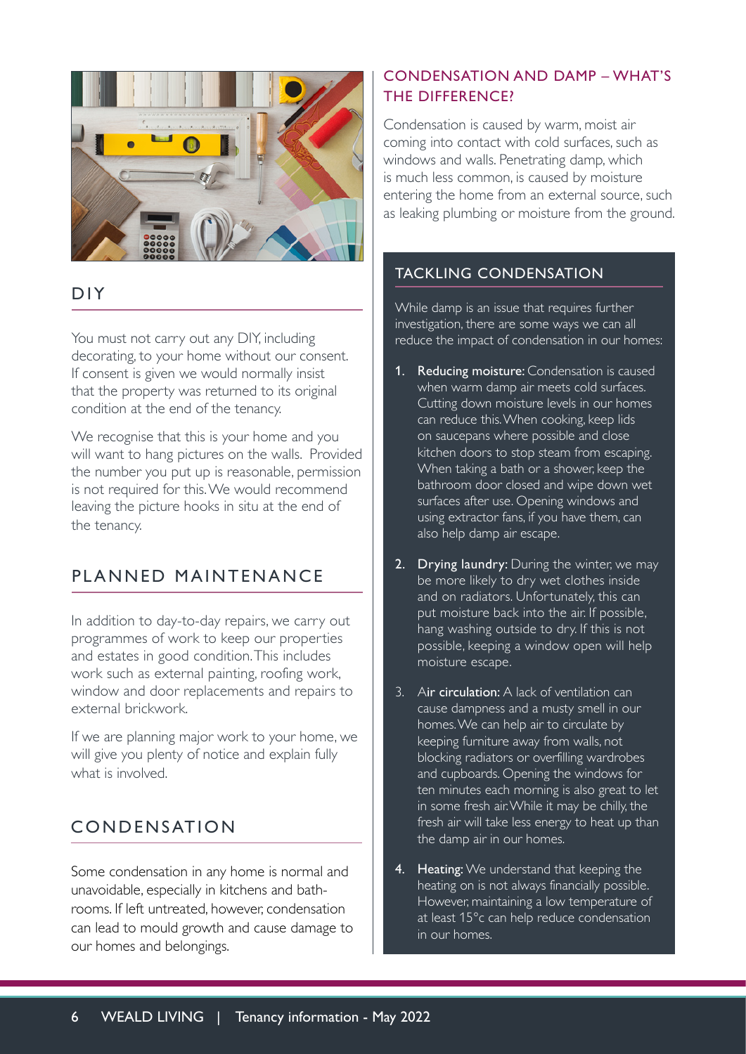## DIY

You must not carry out any DIY, including decorating, to your home without our consent. If consent is given we would normally insist that the property was returned to its original condition at the end of the tenancy.

We recognise that this is your home and you will want to hang pictures on the walls. Provided the number you put up is reasonable, permission is not required for this. We would recommend leaving the picture hooks in situ at the end of the tenancy.

## PLANNED MAINTENANCE

In addition to day-to-day repairs, we carry out programmes of work to keep our properties and estates in good condition. This includes work such as external painting, roofing work, window and door replacements and repairs to external brickwork.

If we are planning major work to your home, we will give you plenty of notice and explain fully what is involved.

## CONDENSATION

Some condensation in any home is normal and unavoidable, especially in kitchens and bath-rooms. If left untreated, however, condensation can lead to mould growth and cause damage to our homes and belongings.

### CONDENSATION AND DAMP – WHAT'S THE DIFFERENCE?

Condensation is caused by warm, moist air coming into contact with cold surfaces, such as windows and walls. Penetrating damp, which is much less common, is caused by moisture entering the home from an external source, such as leaking plumbing or moisture from the ground.

### TACKLING CONDENSATION

While damp is an issue that requires further investigation, there are some ways we can all reduce the impact of condensation in our homes:

1. **Reducing moisture:** Condensation is caused when warm damp air meets cold surfaces. Cutting down moisture levels in our homes can reduce this. When cooking, keep lids on saucepans where possible and close kitchen doors to stop steam from escaping. When taking a bath or a shower, keep the bathroom door closed and wipe down wet surfaces after use. Opening windows and using extractor fans, if you have them, can also help damp air escape.

2. **Drying laundry:** During the winter, we may be more likely to dry wet clothes inside and on radiators. Unfortunately, this can put moisture back into the air. If possible, hang washing outside to dry. If this is not possible, keeping a window open will help moisture escape.

3. **Air circulation:** A lack of ventilation can cause dampness and a musty smell in our homes. We can help air to circulate by keeping furniture away from walls, not blocking radiators or overfilling wardrobes and cupboards. Opening the windows for ten minutes each morning is also great to let in some fresh air. While it may be chilly, the fresh air will take less energy to heat up than the damp air in our homes.

4. **Heating:** We understand that keeping the heating on is not always financially possible. However, maintaining a low temperature of at least 15°c can help reduce condensation in our homes.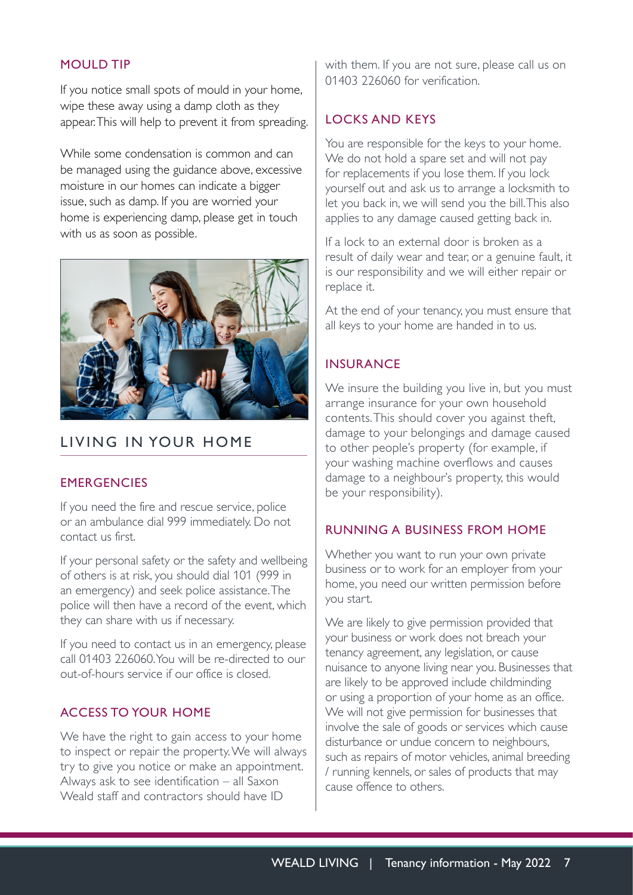### MOULD TIP

If you notice small spots of mould in your home, wipe these away using a damp cloth as they appear. This will help to prevent it from spreading.

While some condensation is common and can be managed using the guidance above, excessive moisture in our homes can indicate a bigger issue, such as damp. If you are worried your home is experiencing damp, please get in touch with us as soon as possible.

## LIVING IN YOUR HOME

### EMERGENCIES

If you need the fire and rescue service, police or an ambulance dial 999 immediately. Do not contact us first.

If your personal safety or the safety and wellbeing of others is at risk, you should dial 101 (999 in an emergency) and seek police assistance. The police will then have a record of the event, which they can share with us if necessary.

If you need to contact us in an emergency, please call 01403 226060. You will be re-directed to our out-of-hours service if our office is closed.

### ACCESS TO YOUR HOME

We have the right to gain access to your home to inspect or repair the property. We will always try to give you notice or make an appointment. Always ask to see identification – all Saxon Weald staff and contractors should have ID with them. If you are not sure, please call us on 01403 226060 for verification.

### LOCKS AND KEYS

You are responsible for the keys to your home. We do not hold a spare set and will not pay for replacements if you lose them. If you lock yourself out and ask us to arrange a locksmith to let you back in, we will send you the bill. This also applies to any damage caused getting back in.

If a lock to an external door is broken as a result of daily wear and tear, or a genuine fault, it is our responsibility and we will either repair or replace it.

At the end of your tenancy, you must ensure that all keys to your home are handed in to us.

### INSURANCE

We insure the building you live in, but you must arrange insurance for your own household contents. This should cover you against theft, damage to your belongings and damage caused to other people's property (for example, if your washing machine overflows and causes damage to a neighbour's property, this would be your responsibility).

### RUNNING A BUSINESS FROM HOME

Whether you want to run your own private business or to work for an employer from your home, you need our written permission before you start.

We are likely to give permission provided that your business or work does not breach your tenancy agreement, any legislation, or cause nuisance to anyone living near you. Businesses that are likely to be approved include childminding or using a proportion of your home as an office. We will not give permission for businesses that involve the sale of goods or services which cause disturbance or undue concern to neighbours, such as repairs of motor vehicles, animal breeding / running kennels, or sales of products that may cause offence to others.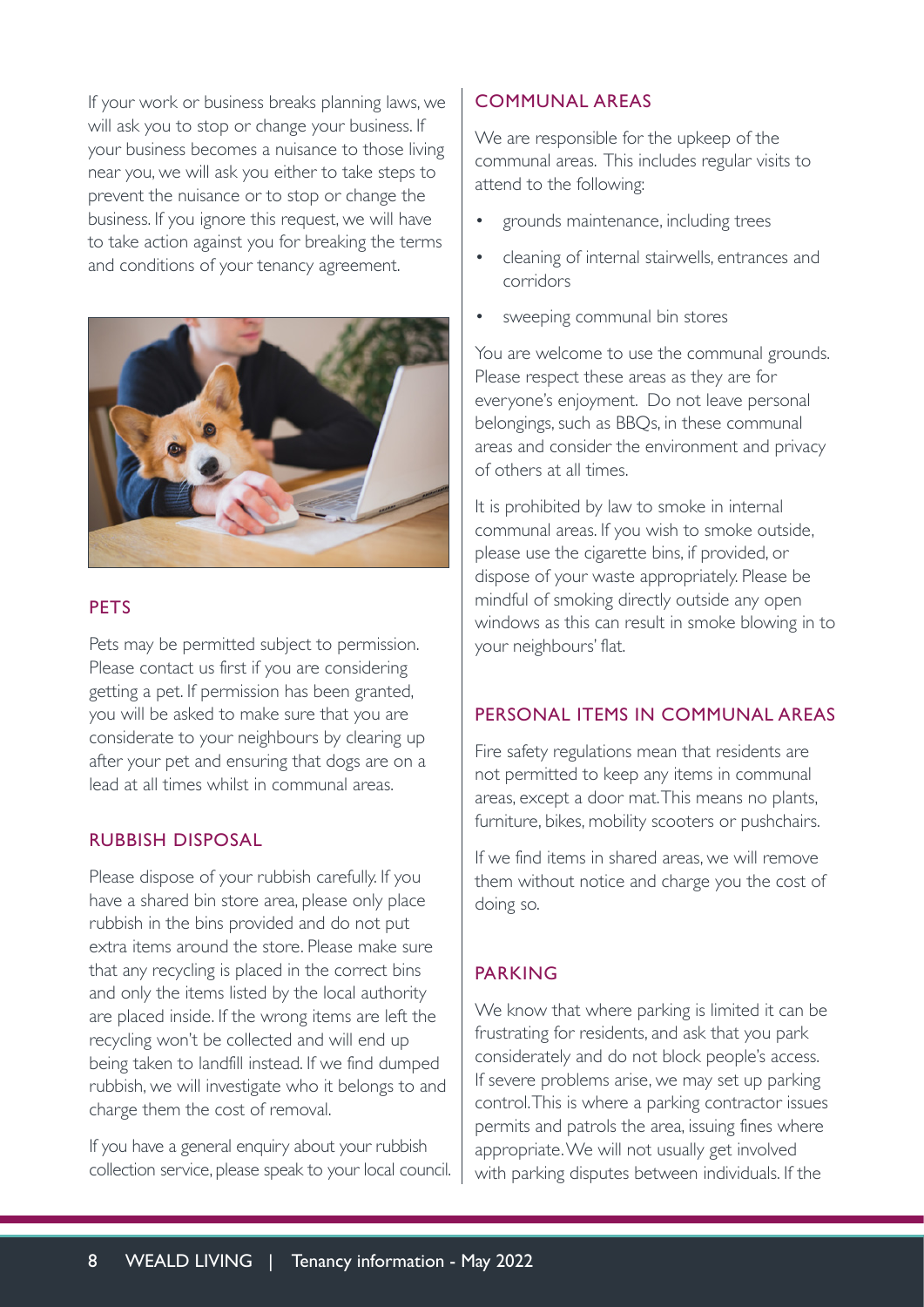If your work or business breaks planning laws, we will ask you to stop or change your business. If your business becomes a nuisance to those living near you, we will ask you either to take steps to prevent the nuisance or to stop or change the business. If you ignore this request, we will have to take action against you for breaking the terms and conditions of your tenancy agreement.

## PETS

Pets may be permitted subject to permission. Please contact us first if you are considering getting a pet. If permission has been granted, you will be asked to make sure that you are considerate to your neighbours by clearing up after your pet and ensuring that dogs are on a lead at all times whilst in communal areas.

## RUBBISH DISPOSAL

Please dispose of your rubbish carefully. If you have a shared bin store area, please only place rubbish in the bins provided and do not put extra items around the store. Please make sure that any recycling is placed in the correct bins and only the items listed by the local authority are placed inside. If the wrong items are left the recycling won't be collected and will end up being taken to landfill instead. If we find dumped rubbish, we will investigate who it belongs to and charge them the cost of removal.

If you have a general enquiry about your rubbish collection service, please speak to your local council.

## COMMUNAL AREAS

We are responsible for the upkeep of the communal areas. This includes regular visits to attend to the following:

- grounds maintenance, including trees
- cleaning of internal stairwells, entrances and corridors
- sweeping communal bin stores

You are welcome to use the communal grounds. Please respect these areas as they are for everyone's enjoyment. Do not leave personal belongings, such as BBQs, in these communal areas and consider the environment and privacy of others at all times.

It is prohibited by law to smoke in internal communal areas. If you wish to smoke outside, please use the cigarette bins, if provided, or dispose of your waste appropriately. Please be mindful of smoking directly outside any open windows as this can result in smoke blowing in to your neighbours' flat.

## PERSONAL ITEMS IN COMMUNAL AREAS

Fire safety regulations mean that residents are not permitted to keep any items in communal areas, except a door mat. This means no plants, furniture, bikes, mobility scooters or pushchairs.

If we find items in shared areas, we will remove them without notice and charge you the cost of doing so.

## PARKING

We know that where parking is limited it can be frustrating for residents, and ask that you park considerately and do not block people's access. If severe problems arise, we may set up parking control. This is where a parking contractor issues permits and patrols the area, issuing fines where appropriate. We will not usually get involved with parking disputes between individuals. If the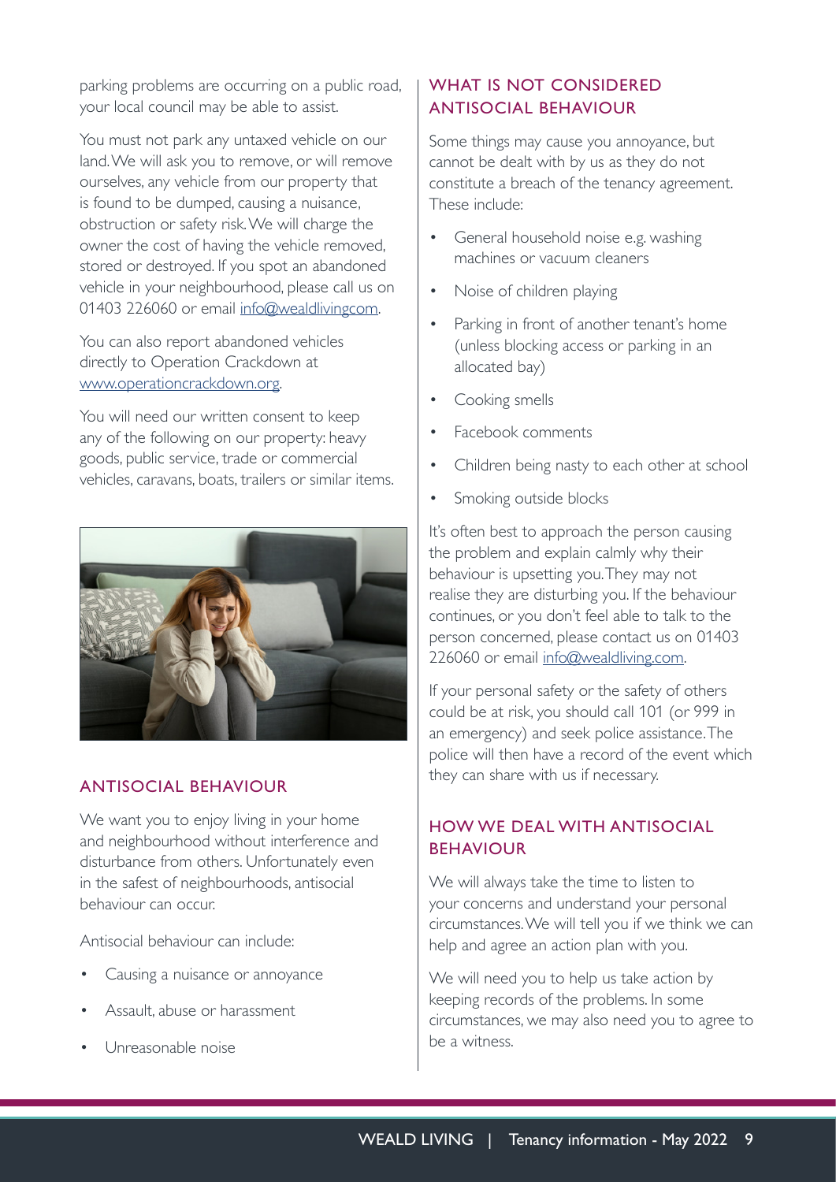parking problems are occurring on a public road, your local council may be able to assist.

You must not park any untaxed vehicle on our land. We will ask you to remove, or will remove ourselves, any vehicle from our property that is found to be dumped, causing a nuisance, obstruction or safety risk. We will charge the owner the cost of having the vehicle removed, stored or destroyed. If you spot an abandoned vehicle in your neighbourhood, please call us on 01403 226060 or email info@wealdlivingcom.

You can also report abandoned vehicles directly to Operation Crackdown at www.operationcrackdown.org.

You will need our written consent to keep any of the following on our property: heavy goods, public service, trade or commercial vehicles, caravans, boats, trailers or similar items.

## ANTISOCIAL BEHAVIOUR

We want you to enjoy living in your home and neighbourhood without interference and disturbance from others. Unfortunately even in the safest of neighbourhoods, antisocial behaviour can occur.

Antisocial behaviour can include:

- Causing a nuisance or annoyance
- Assault, abuse or harassment
- Unreasonable noise

## WHAT IS NOT CONSIDERED ANTISOCIAL BEHAVIOUR

Some things may cause you annoyance, but cannot be dealt with by us as they do not constitute a breach of the tenancy agreement. These include:

- General household noise e.g. washing machines or vacuum cleaners
- Noise of children playing
- Parking in front of another tenant's home (unless blocking access or parking in an allocated bay)
- Cooking smells
- Facebook comments
- Children being nasty to each other at school
- Smoking outside blocks

It's often best to approach the person causing the problem and explain calmly why their behaviour is upsetting you. They may not realise they are disturbing you. If the behaviour continues, or you don't feel able to talk to the person concerned, please contact us on 01403 226060 or email info@wealdliving.com.

If your personal safety or the safety of others could be at risk, you should call 101 (or 999 in an emergency) and seek police assistance. The police will then have a record of the event which they can share with us if necessary.

## HOW WE DEAL WITH ANTISOCIAL BEHAVIOUR

We will always take the time to listen to your concerns and understand your personal circumstances. We will tell you if we think we can help and agree an action plan with you.

We will need you to help us take action by keeping records of the problems. In some circumstances, we may also need you to agree to be a witness.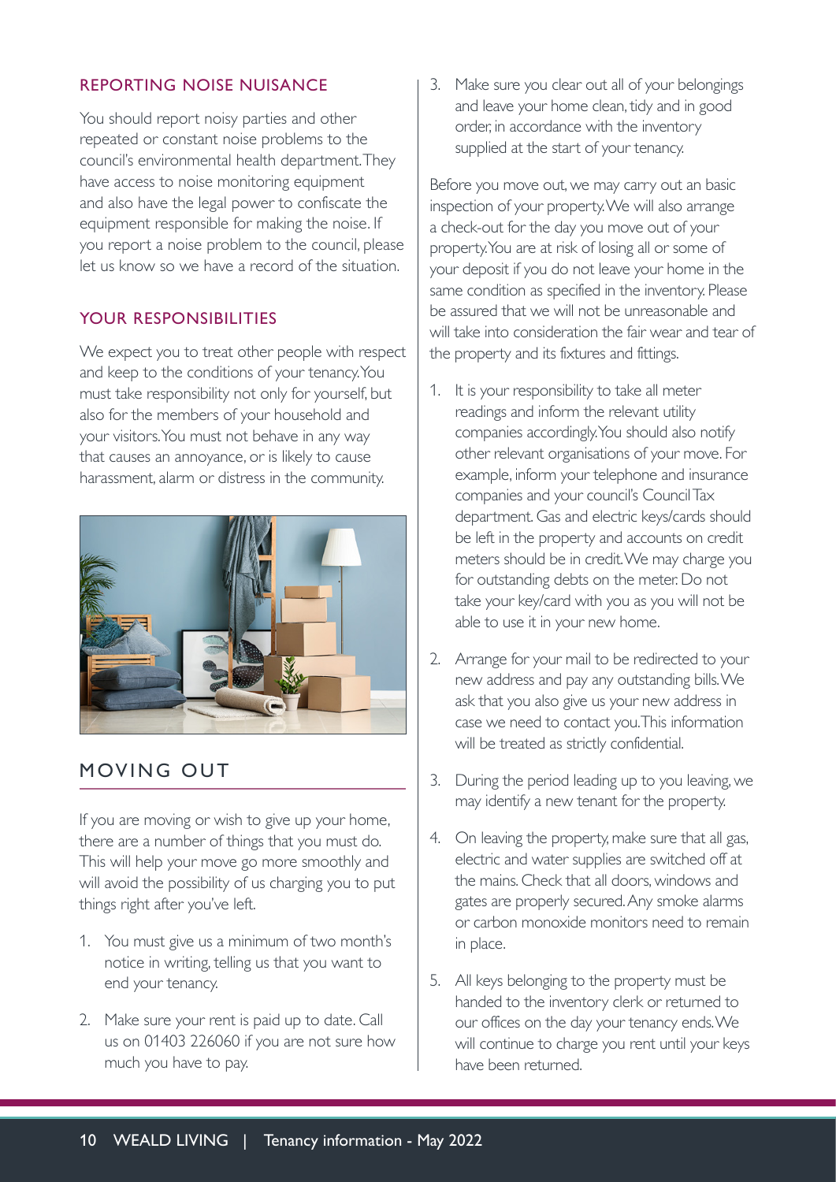### REPORTING NOISE NUISANCE

You should report noisy parties and other repeated or constant noise problems to the council's environmental health department. They have access to noise monitoring equipment and also have the legal power to confiscate the equipment responsible for making the noise. If you report a noise problem to the council, please let us know so we have a record of the situation.

### YOUR RESPONSIBILITIES

We expect you to treat other people with respect and keep to the conditions of your tenancy. You must take responsibility not only for yourself, but also for the members of your household and your visitors. You must not behave in any way that causes an annoyance, or is likely to cause harassment, alarm or distress in the community.

## MOVING OUT

If you are moving or wish to give up your home, there are a number of things that you must do. This will help your move go more smoothly and will avoid the possibility of us charging you to put things right after you've left.

1. You must give us a minimum of two month's notice in writing, telling us that you want to end your tenancy.
2. Make sure your rent is paid up to date. Call us on 01403 226060 if you are not sure how much you have to pay.
3. Make sure you clear out all of your belongings and leave your home clean, tidy and in good order, in accordance with the inventory supplied at the start of your tenancy.

Before you move out, we may carry out an basic inspection of your property. We will also arrange a check-out for the day you move out of your property. You are at risk of losing all or some of your deposit if you do not leave your home in the same condition as specified in the inventory. Please be assured that we will not be unreasonable and will take into consideration the fair wear and tear of the property and its fixtures and fittings.

1. It is your responsibility to take all meter readings and inform the relevant utility companies accordingly. You should also notify other relevant organisations of your move. For example, inform your telephone and insurance companies and your council's Council Tax department. Gas and electric keys/cards should be left in the property and accounts on credit meters should be in credit. We may charge you for outstanding debts on the meter. Do not take your key/card with you as you will not be able to use it in your new home.
2. Arrange for your mail to be redirected to your new address and pay any outstanding bills. We ask that you also give us your new address in case we need to contact you. This information will be treated as strictly confidential.
3. During the period leading up to you leaving, we may identify a new tenant for the property.
4. On leaving the property, make sure that all gas, electric and water supplies are switched off at the mains. Check that all doors, windows and gates are properly secured. Any smoke alarms or carbon monoxide monitors need to remain in place.
5. All keys belonging to the property must be handed to the inventory clerk or returned to our offices on the day your tenancy ends. We will continue to charge you rent until your keys have been returned.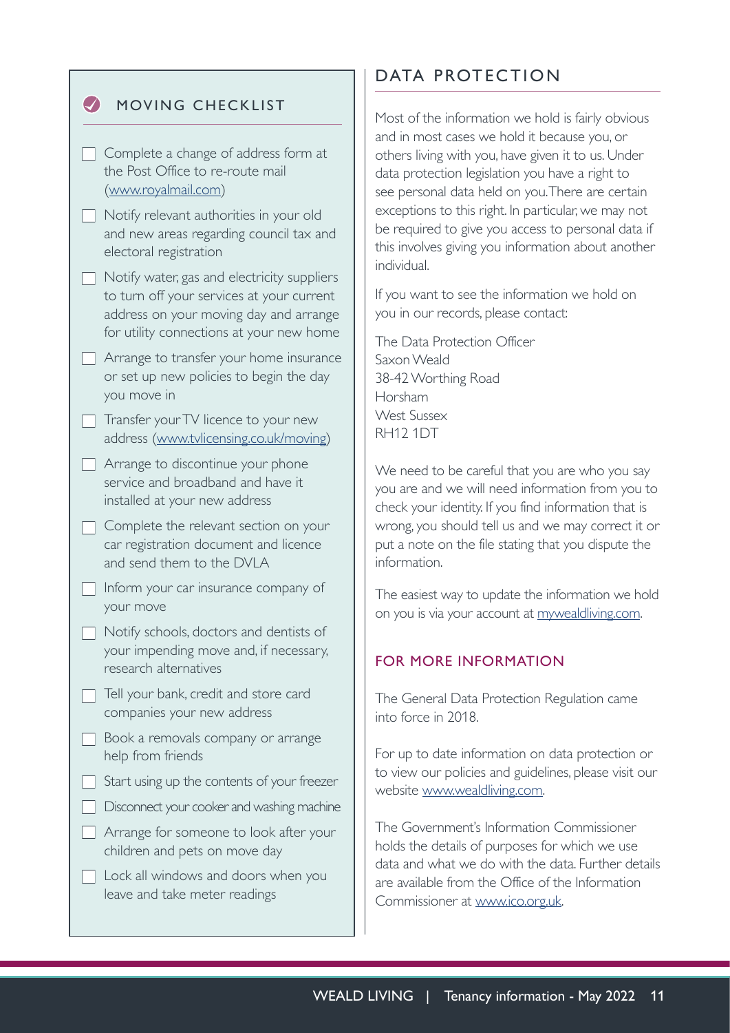## MOVING CHECKLIST

- [ ] Complete a change of address form at the Post Office to re-route mail (www.royalmail.com)
- [ ] Notify relevant authorities in your old and new areas regarding council tax and electoral registration
- [ ] Notify water, gas and electricity suppliers to turn off your services at your current address on your moving day and arrange for utility connections at your new home
- [ ] Arrange to transfer your home insurance or set up new policies to begin the day you move in
- [ ] Transfer your TV licence to your new address (www.tvlicensing.co.uk/moving)
- [ ] Arrange to discontinue your phone service and broadband and have it installed at your new address
- [ ] Complete the relevant section on your car registration document and licence and send them to the DVLA
- [ ] Inform your car insurance company of your move
- [ ] Notify schools, doctors and dentists of your impending move and, if necessary, research alternatives
- [ ] Tell your bank, credit and store card companies your new address
- [ ] Book a removals company or arrange help from friends
- [ ] Start using up the contents of your freezer
- [ ] Disconnect your cooker and washing machine
- [ ] Arrange for someone to look after your children and pets on move day
- [ ] Lock all windows and doors when you leave and take meter readings

## DATA PROTECTION

Most of the information we hold is fairly obvious and in most cases we hold it because you, or others living with you, have given it to us. Under data protection legislation you have a right to see personal data held on you. There are certain exceptions to this right. In particular, we may not be required to give you access to personal data if this involves giving you information about another individual.

If you want to see the information we hold on you in our records, please contact:

The Data Protection Officer
Saxon Weald
38-42 Worthing Road
Horsham
West Sussex
RH12 1DT

We need to be careful that you are who you say you are and we will need information from you to check your identity. If you find information that is wrong, you should tell us and we may correct it or put a note on the file stating that you dispute the information.

The easiest way to update the information we hold on you is via your account at mywealdliving.com.

### FOR MORE INFORMATION

The General Data Protection Regulation came into force in 2018.

For up to date information on data protection or to view our policies and guidelines, please visit our website www.wealdliving.com.

The Government's Information Commissioner holds the details of purposes for which we use data and what we do with the data. Further details are available from the Office of the Information Commissioner at www.ico.org.uk.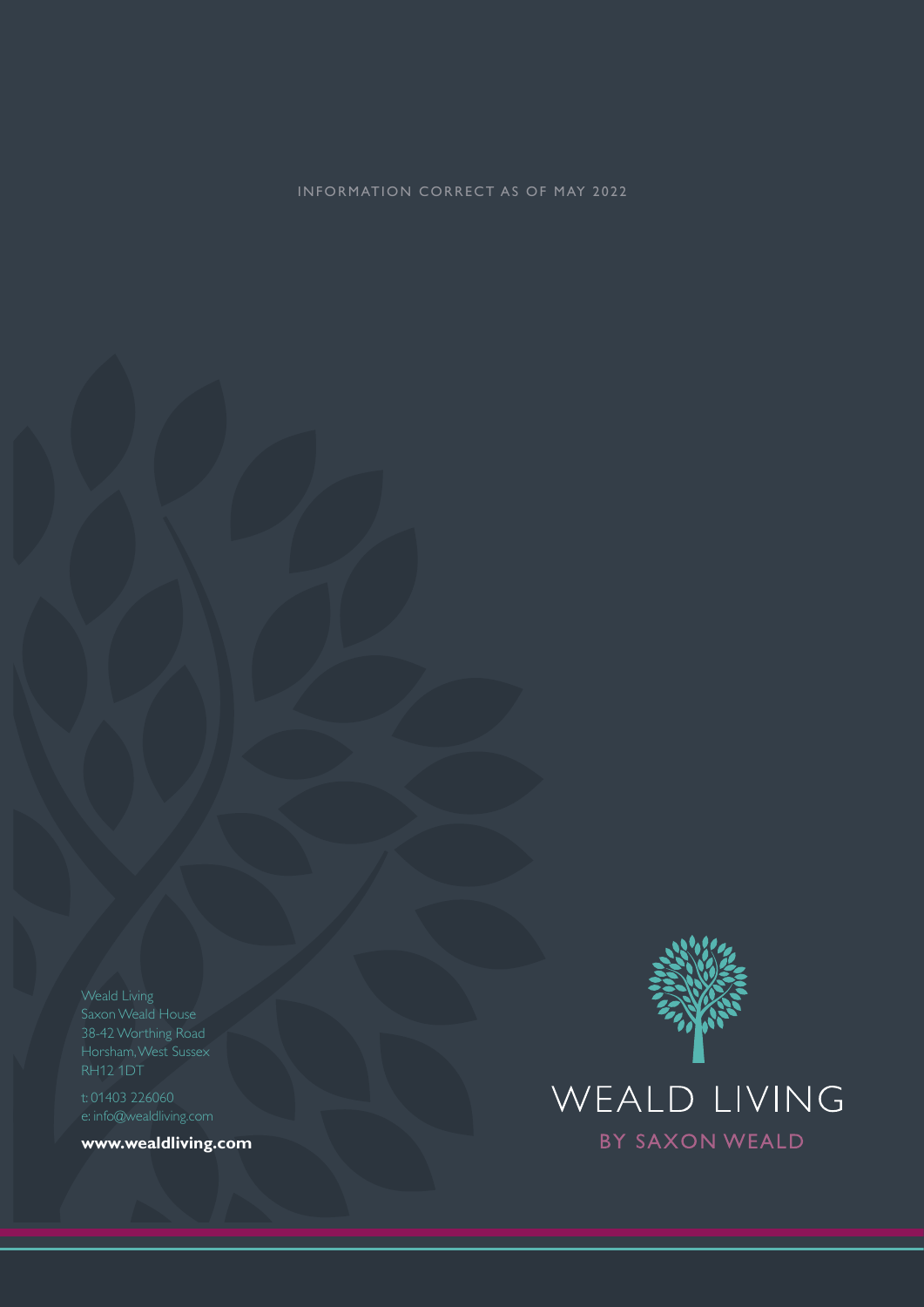INFORMATION CORRECT AS OF MAY 2022

Weald Living
Saxon Weald House
38-42 Worthing Road
Horsham, West Sussex
RH12 1DT

t: 01403 226060
e: info@wealdliving.com

**www.wealdliving.com**

WEALD LIVING

BY SAXON WEALD